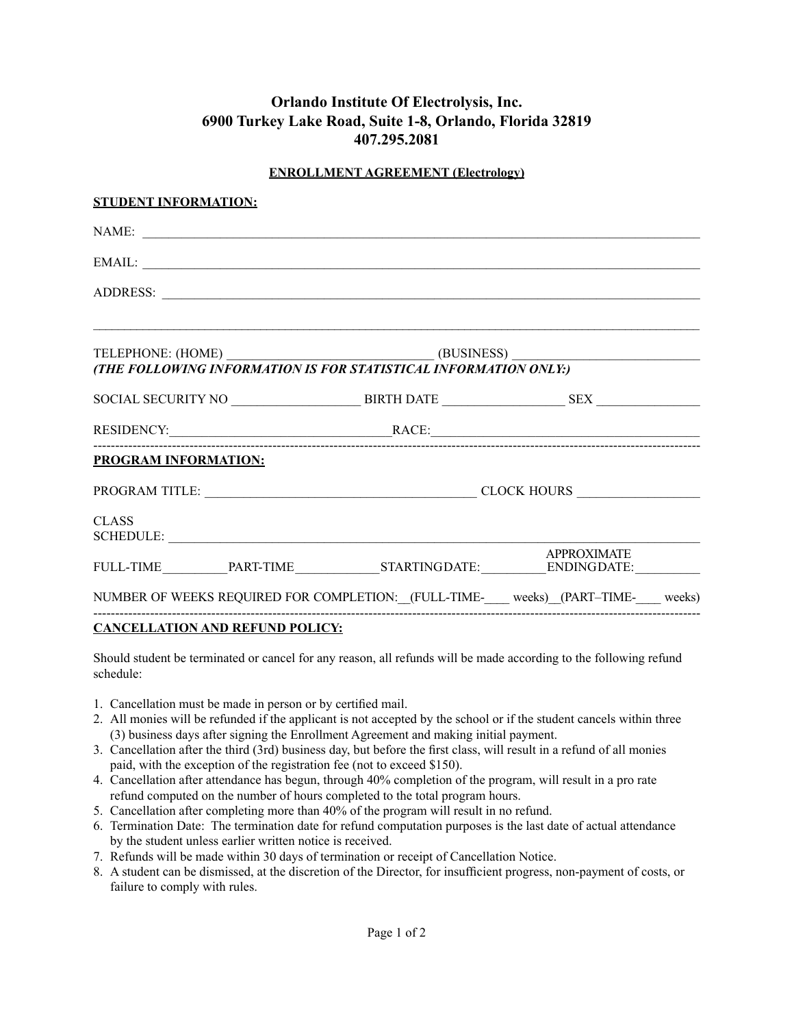# Orlando Institute Of Electrolysis, Inc.
# 6900 Turkey Lake Road, Suite 1-8, Orlando, Florida 32819
# 407.295.2081

**ENROLLMENT AGREEMENT (Electrology)**

**STUDENT INFORMATION:**

NAME: ______________________________________________________________________________

EMAIL: ______________________________________________________________________________

ADDRESS: ____________________________________________________________________________

_____________________________________________________________________________________

TELEPHONE: (HOME) ______________________________ (BUSINESS) ___________________________

***(THE FOLLOWING INFORMATION IS FOR STATISTICAL INFORMATION ONLY:)***

SOCIAL SECURITY NO ___________________ BIRTH DATE __________________ SEX _______________

RESIDENCY:_________________________________RACE:_________________________________________

---

**PROGRAM INFORMATION:**

PROGRAM TITLE: ________________________________________ CLOCK HOURS __________________

CLASS SCHEDULE: ______________________________________________________________________

FULL-TIME__________PART-TIME____________STARTINGDATE:__________APPROXIMATE ENDINGDATE:__________

NUMBER OF WEEKS REQUIRED FOR COMPLETION:__(FULL-TIME-____ weeks)__(PART–TIME-____ weeks)

---

**CANCELLATION AND REFUND POLICY:**

Should student be terminated or cancel for any reason, all refunds will be made according to the following refund schedule:

1. Cancellation must be made in person or by certified mail.
2. All monies will be refunded if the applicant is not accepted by the school or if the student cancels within three (3) business days after signing the Enrollment Agreement and making initial payment.
3. Cancellation after the third (3rd) business day, but before the first class, will result in a refund of all monies paid, with the exception of the registration fee (not to exceed $150).
4. Cancellation after attendance has begun, through 40% completion of the program, will result in a pro rate refund computed on the number of hours completed to the total program hours.
5. Cancellation after completing more than 40% of the program will result in no refund.
6. Termination Date: The termination date for refund computation purposes is the last date of actual attendance by the student unless earlier written notice is received.
7. Refunds will be made within 30 days of termination or receipt of Cancellation Notice.
8. A student can be dismissed, at the discretion of the Director, for insufficient progress, non-payment of costs, or failure to comply with rules.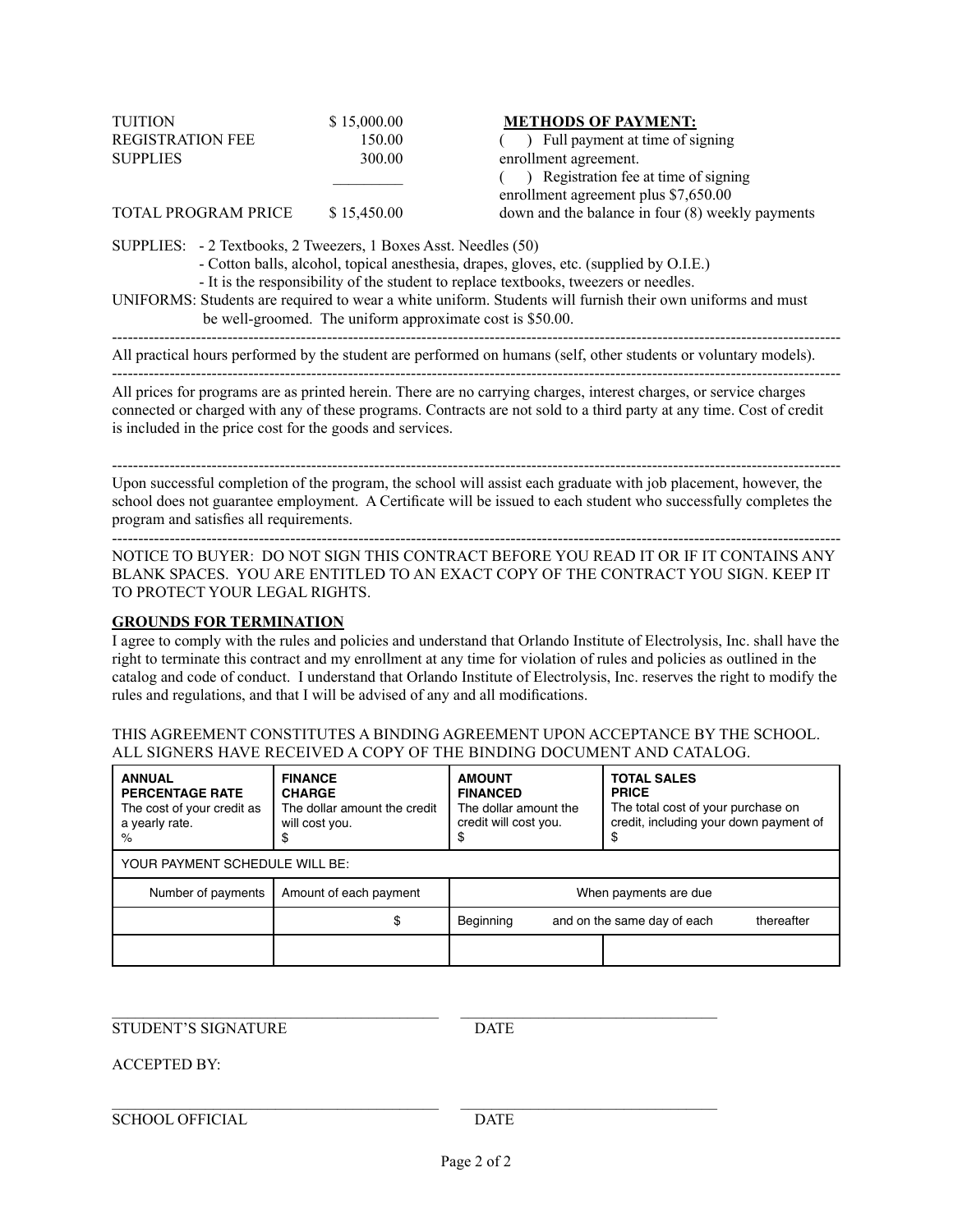| | | |
|---|---|---|
| TUITION | $ 15,000.00 | |
| REGISTRATION FEE | 150.00 | |
| SUPPLIES | 300.00 | |
| TOTAL PROGRAM PRICE | $ 15,450.00 | |

**METHODS OF PAYMENT:**

( ) Full payment at time of signing enrollment agreement.

( ) Registration fee at time of signing enrollment agreement plus $7,650.00 down and the balance in four (8) weekly payments

SUPPLIES: - 2 Textbooks, 2 Tweezers, 1 Boxes Asst. Needles (50)
- Cotton balls, alcohol, topical anesthesia, drapes, gloves, etc. (supplied by O.I.E.)
- It is the responsibility of the student to replace textbooks, tweezers or needles.

UNIFORMS: Students are required to wear a white uniform. Students will furnish their own uniforms and must be well-groomed. The uniform approximate cost is $50.00.

---

All practical hours performed by the student are performed on humans (self, other students or voluntary models).

---

All prices for programs are as printed herein. There are no carrying charges, interest charges, or service charges connected or charged with any of these programs. Contracts are not sold to a third party at any time. Cost of credit is included in the price cost for the goods and services.

---

Upon successful completion of the program, the school will assist each graduate with job placement, however, the school does not guarantee employment. A Certificate will be issued to each student who successfully completes the program and satisfies all requirements.

---

NOTICE TO BUYER: DO NOT SIGN THIS CONTRACT BEFORE YOU READ IT OR IF IT CONTAINS ANY BLANK SPACES. YOU ARE ENTITLED TO AN EXACT COPY OF THE CONTRACT YOU SIGN. KEEP IT TO PROTECT YOUR LEGAL RIGHTS.

**GROUNDS FOR TERMINATION**

I agree to comply with the rules and policies and understand that Orlando Institute of Electrolysis, Inc. shall have the right to terminate this contract and my enrollment at any time for violation of rules and policies as outlined in the catalog and code of conduct. I understand that Orlando Institute of Electrolysis, Inc. reserves the right to modify the rules and regulations, and that I will be advised of any and all modifications.

THIS AGREEMENT CONSTITUTES A BINDING AGREEMENT UPON ACCEPTANCE BY THE SCHOOL. ALL SIGNERS HAVE RECEIVED A COPY OF THE BINDING DOCUMENT AND CATALOG.

| **ANNUAL PERCENTAGE RATE** The cost of your credit as a yearly rate. % | **FINANCE CHARGE** The dollar amount the credit will cost you. $ | **AMOUNT FINANCED** The dollar amount the credit will cost you. $ | **TOTAL SALES PRICE** The total cost of your purchase on credit, including your down payment of $ |
|---|---|---|---|
| YOUR PAYMENT SCHEDULE WILL BE: | | | |
| Number of payments | Amount of each payment | When payments are due | |
| | $ | Beginning and on the same day of each thereafter | |
| | | | |

\_\_\_\_\_\_\_\_\_\_\_\_\_\_\_\_\_\_\_\_\_\_\_\_\_\_\_\_\_\_ \_\_\_\_\_\_\_\_\_\_\_\_\_\_\_\_\_\_\_\_\_\_\_\_
STUDENT'S SIGNATURE DATE

ACCEPTED BY:

\_\_\_\_\_\_\_\_\_\_\_\_\_\_\_\_\_\_\_\_\_\_\_\_\_\_\_\_\_\_ \_\_\_\_\_\_\_\_\_\_\_\_\_\_\_\_\_\_\_\_\_\_\_\_
SCHOOL OFFICIAL DATE